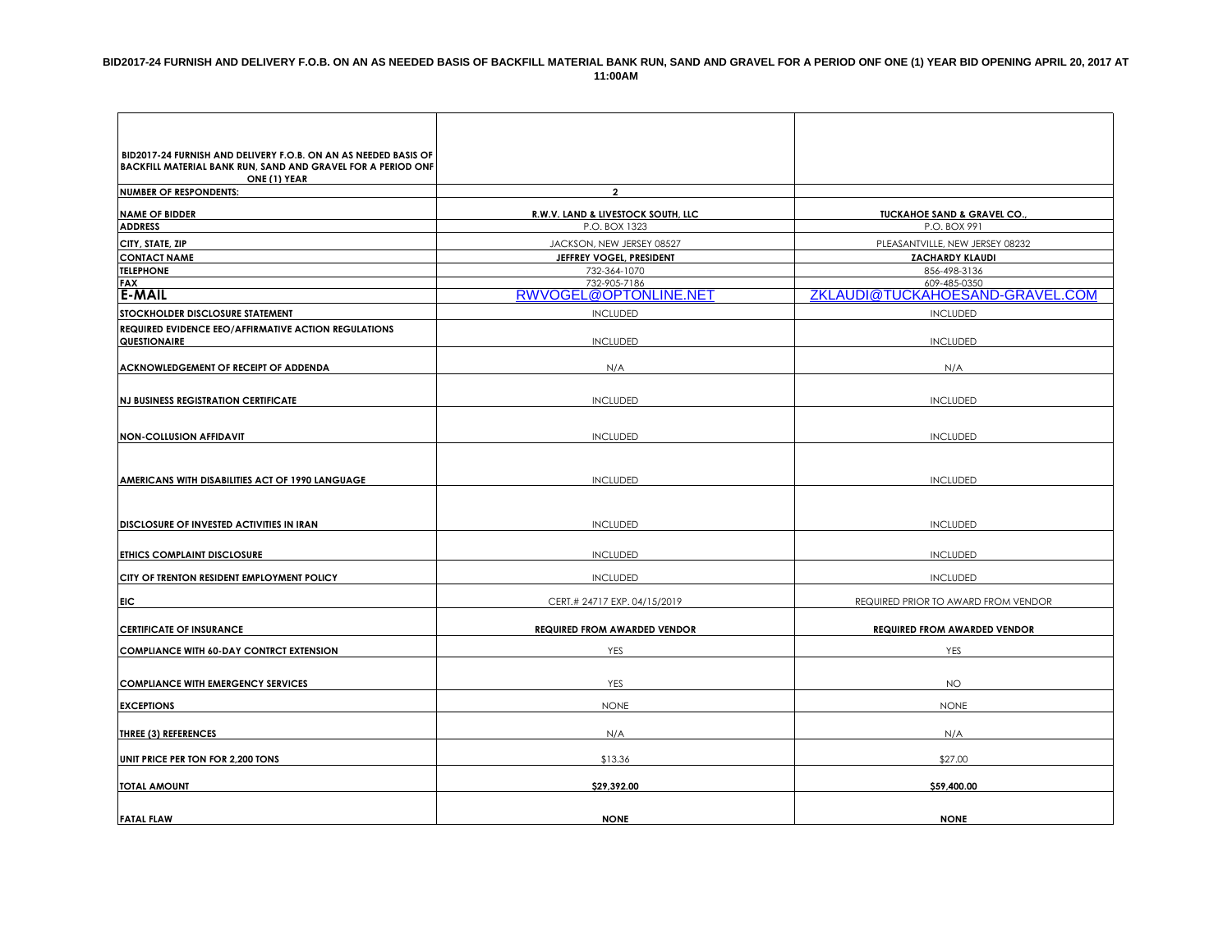**BID2017-24 FURNISH AND DELIVERY F.O.B. ON AN AS NEEDED BASIS OF BACKFILL MATERIAL BANK RUN, SAND AND GRAVEL FOR A PERIOD ONF ONE (1) YEAR BID OPENING APRIL 20, 2017 AT 11:00AM**

| **BID2017-24 FURNISH AND DELIVERY F.O.B. ON AN AS NEEDED BASIS OF BACKFILL MATERIAL BANK RUN, SAND AND GRAVEL FOR A PERIOD ONF ONE (1) YEAR** | | |
|---|---|---|
| **NUMBER OF RESPONDENTS:** | **2** | |
| **NAME OF BIDDER** | **R.W.V. LAND & LIVESTOCK SOUTH, LLC** | **TUCKAHOE SAND & GRAVEL CO.,** |
| **ADDRESS** | P.O. BOX 1323 | P.O. BOX 991 |
| **CITY, STATE, ZIP** | JACKSON, NEW JERSEY 08527 | PLEASANTVILLE, NEW JERSEY 08232 |
| **CONTACT NAME** | **JEFFREY VOGEL, PRESIDENT** | **ZACHARDY KLAUDI** |
| **TELEPHONE** | 732-364-1070 | 856-498-3136 |
| **FAX** | 732-905-7186 | 609-485-0350 |
| **E-MAIL** | RWVOGEL@OPTONLINE.NET | ZKLAUDI@TUCKAHOESAND-GRAVEL.COM |
| **STOCKHOLDER DISCLOSURE STATEMENT** | INCLUDED | INCLUDED |
| **REQUIRED EVIDENCE EEO/AFFIRMATIVE ACTION REGULATIONS QUESTIONAIRE** | INCLUDED | INCLUDED |
| **ACKNOWLEDGEMENT OF RECEIPT OF ADDENDA** | N/A | N/A |
| **NJ BUSINESS REGISTRATION CERTIFICATE** | INCLUDED | INCLUDED |
| **NON-COLLUSION AFFIDAVIT** | INCLUDED | INCLUDED |
| **AMERICANS WITH DISABILITIES ACT OF 1990 LANGUAGE** | INCLUDED | INCLUDED |
| **DISCLOSURE OF INVESTED ACTIVITIES IN IRAN** | INCLUDED | INCLUDED |
| **ETHICS COMPLAINT DISCLOSURE** | INCLUDED | INCLUDED |
| **CITY OF TRENTON RESIDENT EMPLOYMENT POLICY** | INCLUDED | INCLUDED |
| **EIC** | CERT.# 24717 EXP. 04/15/2019 | REQUIRED PRIOR TO AWARD FROM VENDOR |
| **CERTIFICATE OF INSURANCE** | **REQUIRED FROM AWARDED VENDOR** | **REQUIRED FROM AWARDED VENDOR** |
| **COMPLIANCE WITH 60-DAY CONTRCT EXTENSION** | YES | YES |
| **COMPLIANCE WITH EMERGENCY SERVICES** | YES | NO |
| **EXCEPTIONS** | NONE | NONE |
| **THREE (3) REFERENCES** | N/A | N/A |
| **UNIT PRICE PER TON FOR 2,200 TONS** | $13.36 | $27.00 |
| **TOTAL AMOUNT** | **$29,392.00** | **$59,400.00** |
| **FATAL FLAW** | **NONE** | **NONE** |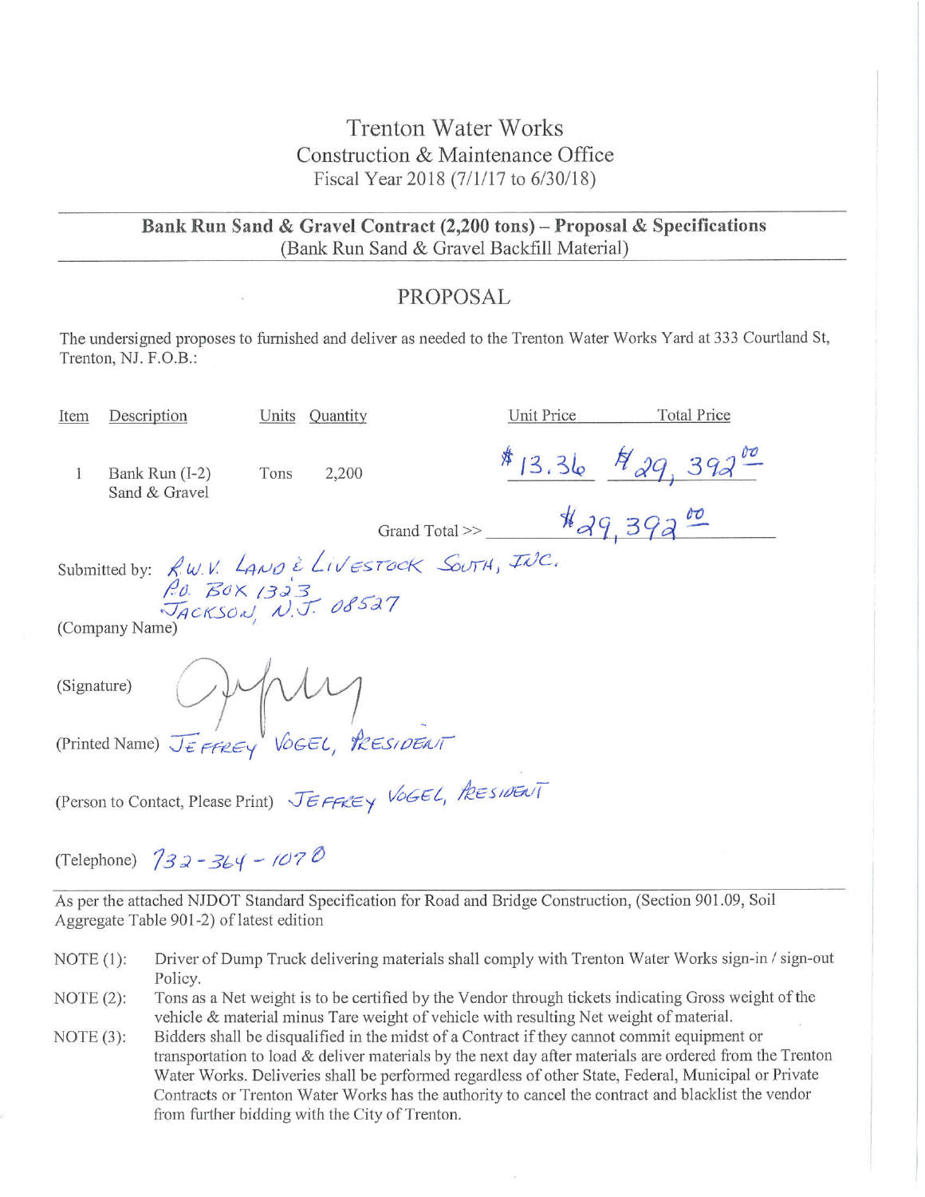# Trenton Water Works

## Construction & Maintenance Office

Fiscal Year 2018 (7/1/17 to 6/30/18)

---

**Bank Run Sand & Gravel Contract (2,200 tons) – Proposal & Specifications**
(Bank Run Sand & Gravel Backfill Material)

---

## PROPOSAL

The undersigned proposes to furnished and deliver as needed to the Trenton Water Works Yard at 333 Courtland St, Trenton, NJ. F.O.B.:

| Item | Description | Units | Quantity | Unit Price | Total Price |
|---|---|---|---|---|---|
| 1 | Bank Run (I-2) Sand & Gravel | Tons | 2,200 | $13.36 | $29,392.00 |
| | | | Grand Total >> | | $29,392.00 |

Submitted by: R.W.V. LAND & LIVESTOCK SOUTH, INC.
P.O. BOX 1323
JACKSON, N.J. 08527
(Company Name)

(Signature)

(Printed Name) JEFFREY VOGEL, PRESIDENT

(Person to Contact, Please Print) JEFFREY VOGEL, PRESIDENT

(Telephone) 732-364-1070

---

As per the attached NJDOT Standard Specification for Road and Bridge Construction, (Section 901.09, Soil Aggregate Table 901-2) of latest edition

NOTE (1): Driver of Dump Truck delivering materials shall comply with Trenton Water Works sign-in / sign-out Policy.

NOTE (2): Tons as a Net weight is to be certified by the Vendor through tickets indicating Gross weight of the vehicle & material minus Tare weight of vehicle with resulting Net weight of material.

NOTE (3): Bidders shall be disqualified in the midst of a Contract if they cannot commit equipment or transportation to load & deliver materials by the next day after materials are ordered from the Trenton Water Works. Deliveries shall be performed regardless of other State, Federal, Municipal or Private Contracts or Trenton Water Works has the authority to cancel the contract and blacklist the vendor from further bidding with the City of Trenton.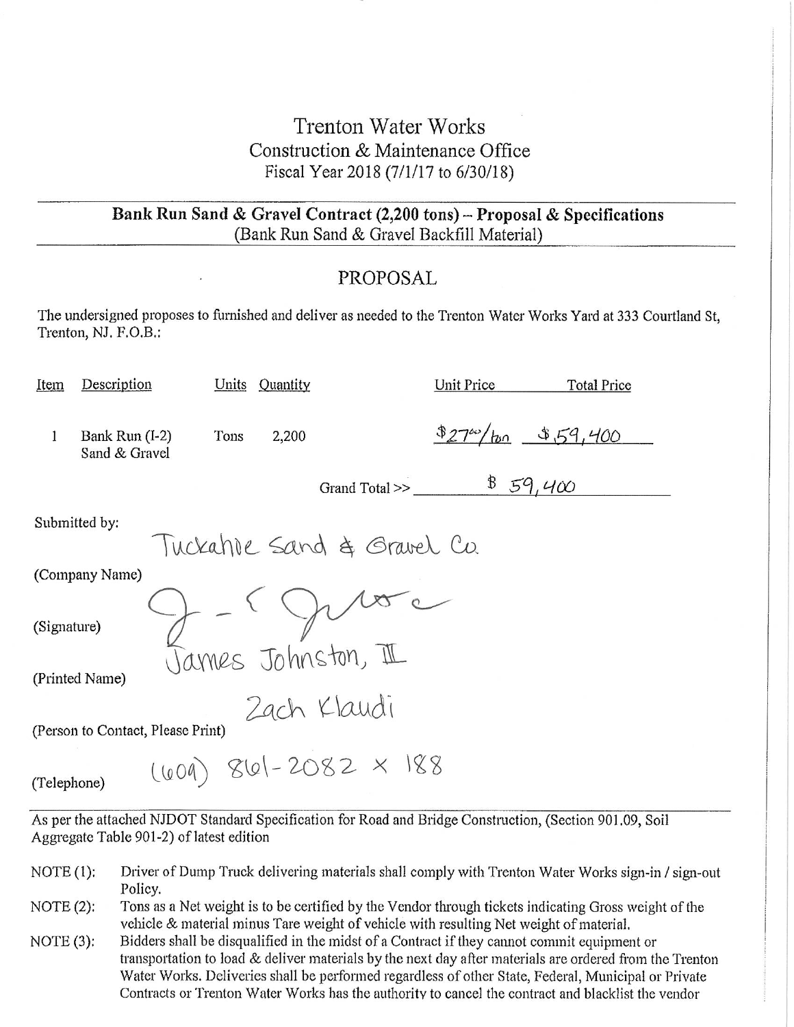# Trenton Water Works

## Construction & Maintenance Office

Fiscal Year 2018 (7/1/17 to 6/30/18)

---

**Bank Run Sand & Gravel Contract (2,200 tons) – Proposal & Specifications**
(Bank Run Sand & Gravel Backfill Material)

---

## PROPOSAL

The undersigned proposes to furnished and deliver as needed to the Trenton Water Works Yard at 333 Courtland St, Trenton, NJ. F.O.B.:

| Item | Description | Units | Quantity | Unit Price | Total Price |
|---|---|---|---|---|---|
| 1 | Bank Run (I-2) Sand & Gravel | Tons | 2,200 | $27.00/ton | $59,400 |
| | | | Grand Total >> | | $ 59,400 |

Submitted by:

Tuckahoe Sand & Gravel Co.
(Company Name)

[signature]
(Signature)

James Johnston, II
(Printed Name)

Zach Klaudi
(Person to Contact, Please Print)

(609) 861-2082 x 188
(Telephone)

---

As per the attached NJDOT Standard Specification for Road and Bridge Construction, (Section 901.09, Soil Aggregate Table 901-2) of latest edition

NOTE (1): Driver of Dump Truck delivering materials shall comply with Trenton Water Works sign-in / sign-out Policy.

NOTE (2): Tons as a Net weight is to be certified by the Vendor through tickets indicating Gross weight of the vehicle & material minus Tare weight of vehicle with resulting Net weight of material.

NOTE (3): Bidders shall be disqualified in the midst of a Contract if they cannot commit equipment or transportation to load & deliver materials by the next day after materials are ordered from the Trenton Water Works. Deliveries shall be performed regardless of other State, Federal, Municipal or Private Contracts or Trenton Water Works has the authority to cancel the contract and blacklist the vendor